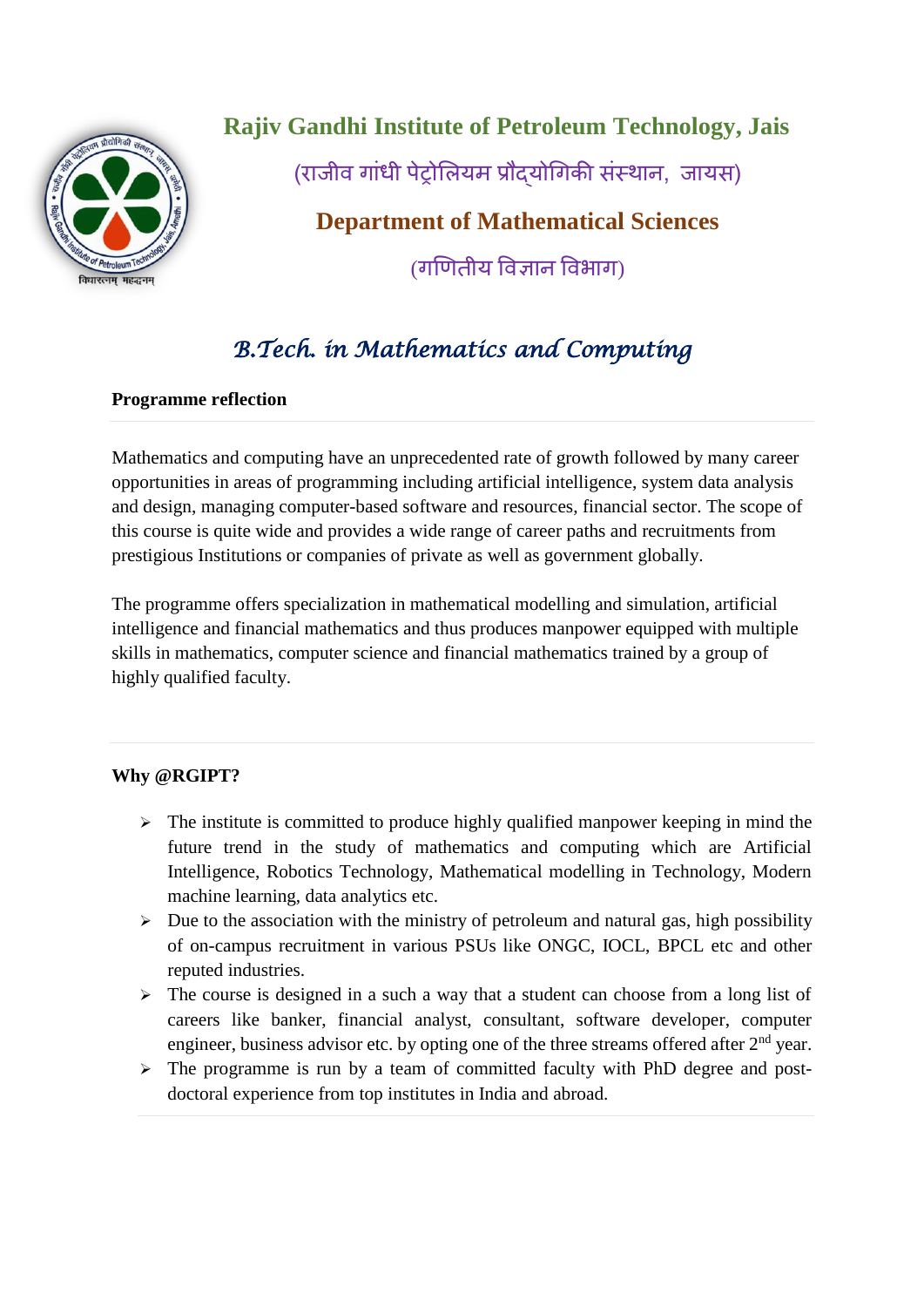# Rajiv Gandhi Institute of Petroleum Technology, Jais

(राजीव गांधी पेट्रोलियम प्रौद्योगिकी संस्थान, जायस)

## Department of Mathematical Sciences

(गणितीय विज्ञान विभाग)

## *B.Tech. in Mathematics and Computing*

**Programme reflection**

Mathematics and computing have an unprecedented rate of growth followed by many career opportunities in areas of programming including artificial intelligence, system data analysis and design, managing computer-based software and resources, financial sector. The scope of this course is quite wide and provides a wide range of career paths and recruitments from prestigious Institutions or companies of private as well as government globally.

The programme offers specialization in mathematical modelling and simulation, artificial intelligence and financial mathematics and thus produces manpower equipped with multiple skills in mathematics, computer science and financial mathematics trained by a group of highly qualified faculty.

**Why @RGIPT?**

- The institute is committed to produce highly qualified manpower keeping in mind the future trend in the study of mathematics and computing which are Artificial Intelligence, Robotics Technology, Mathematical modelling in Technology, Modern machine learning, data analytics etc.
- Due to the association with the ministry of petroleum and natural gas, high possibility of on-campus recruitment in various PSUs like ONGC, IOCL, BPCL etc and other reputed industries.
- The course is designed in a such a way that a student can choose from a long list of careers like banker, financial analyst, consultant, software developer, computer engineer, business advisor etc. by opting one of the three streams offered after 2nd year.
- The programme is run by a team of committed faculty with PhD degree and post-doctoral experience from top institutes in India and abroad.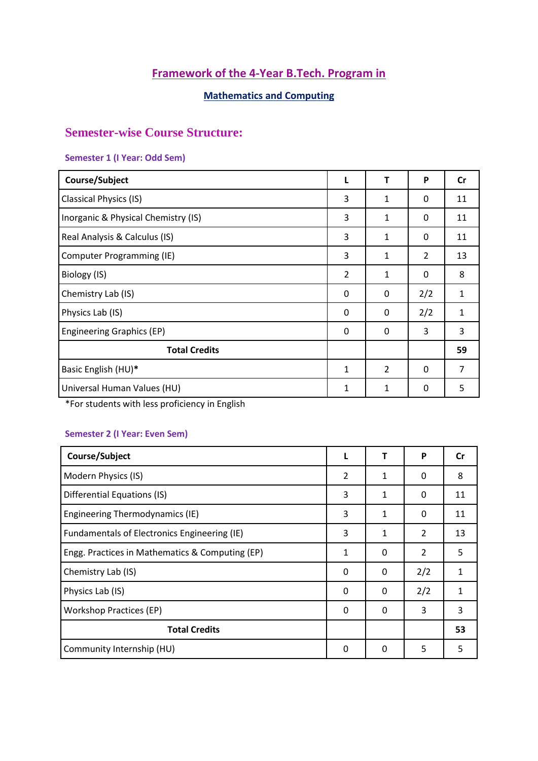# Framework of the 4-Year B.Tech. Program in

## Mathematics and Computing

## Semester-wise Course Structure:

### Semester 1 (I Year: Odd Sem)

| Course/Subject | L | T | P | Cr |
|---|---|---|---|---|
| Classical Physics (IS) | 3 | 1 | 0 | 11 |
| Inorganic & Physical Chemistry (IS) | 3 | 1 | 0 | 11 |
| Real Analysis & Calculus (IS) | 3 | 1 | 0 | 11 |
| Computer Programming (IE) | 3 | 1 | 2 | 13 |
| Biology (IS) | 2 | 1 | 0 | 8 |
| Chemistry Lab (IS) | 0 | 0 | 2/2 | 1 |
| Physics Lab (IS) | 0 | 0 | 2/2 | 1 |
| Engineering Graphics (EP) | 0 | 0 | 3 | 3 |
| **Total Credits** | | | | **59** |
| Basic English (HU)* | 1 | 2 | 0 | 7 |
| Universal Human Values (HU) | 1 | 1 | 0 | 5 |

*For students with less proficiency in English

### Semester 2 (I Year: Even Sem)

| Course/Subject | L | T | P | Cr |
|---|---|---|---|---|
| Modern Physics (IS) | 2 | 1 | 0 | 8 |
| Differential Equations (IS) | 3 | 1 | 0 | 11 |
| Engineering Thermodynamics (IE) | 3 | 1 | 0 | 11 |
| Fundamentals of Electronics Engineering (IE) | 3 | 1 | 2 | 13 |
| Engg. Practices in Mathematics & Computing (EP) | 1 | 0 | 2 | 5 |
| Chemistry Lab (IS) | 0 | 0 | 2/2 | 1 |
| Physics Lab (IS) | 0 | 0 | 2/2 | 1 |
| Workshop Practices (EP) | 0 | 0 | 3 | 3 |
| **Total Credits** | | | | **53** |
| Community Internship (HU) | 0 | 0 | 5 | 5 |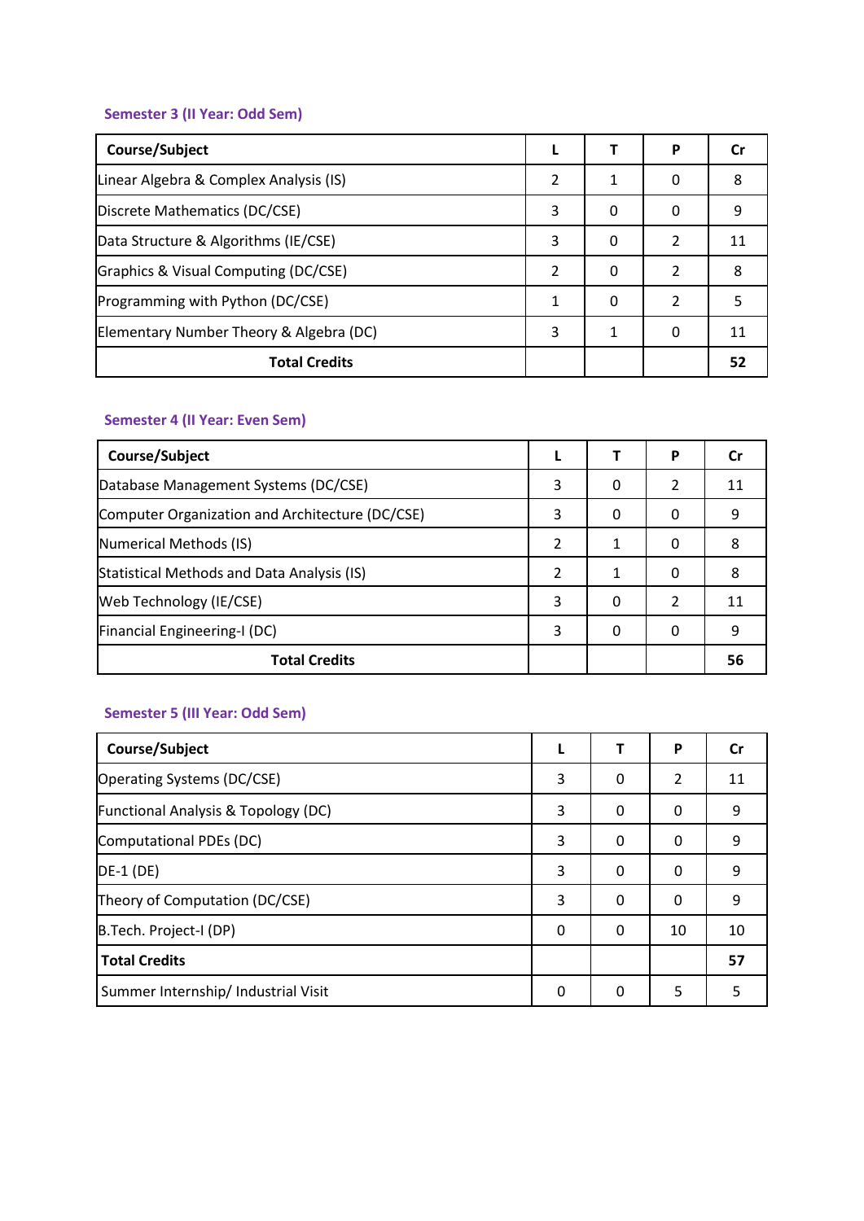### Semester 3 (II Year: Odd Sem)

| Course/Subject | L | T | P | Cr |
|---|---|---|---|---|
| Linear Algebra & Complex Analysis (IS) | 2 | 1 | 0 | 8 |
| Discrete Mathematics (DC/CSE) | 3 | 0 | 0 | 9 |
| Data Structure & Algorithms (IE/CSE) | 3 | 0 | 2 | 11 |
| Graphics & Visual Computing (DC/CSE) | 2 | 0 | 2 | 8 |
| Programming with Python (DC/CSE) | 1 | 0 | 2 | 5 |
| Elementary Number Theory & Algebra (DC) | 3 | 1 | 0 | 11 |
| **Total Credits** | | | | **52** |

### Semester 4 (II Year: Even Sem)

| Course/Subject | L | T | P | Cr |
|---|---|---|---|---|
| Database Management Systems (DC/CSE) | 3 | 0 | 2 | 11 |
| Computer Organization and Architecture (DC/CSE) | 3 | 0 | 0 | 9 |
| Numerical Methods (IS) | 2 | 1 | 0 | 8 |
| Statistical Methods and Data Analysis (IS) | 2 | 1 | 0 | 8 |
| Web Technology (IE/CSE) | 3 | 0 | 2 | 11 |
| Financial Engineering-I (DC) | 3 | 0 | 0 | 9 |
| **Total Credits** | | | | **56** |

### Semester 5 (III Year: Odd Sem)

| Course/Subject | L | T | P | Cr |
|---|---|---|---|---|
| Operating Systems (DC/CSE) | 3 | 0 | 2 | 11 |
| Functional Analysis & Topology (DC) | 3 | 0 | 0 | 9 |
| Computational PDEs (DC) | 3 | 0 | 0 | 9 |
| DE-1 (DE) | 3 | 0 | 0 | 9 |
| Theory of Computation (DC/CSE) | 3 | 0 | 0 | 9 |
| B.Tech. Project-I (DP) | 0 | 0 | 10 | 10 |
| **Total Credits** | | | | **57** |
| Summer Internship/ Industrial Visit | 0 | 0 | 5 | 5 |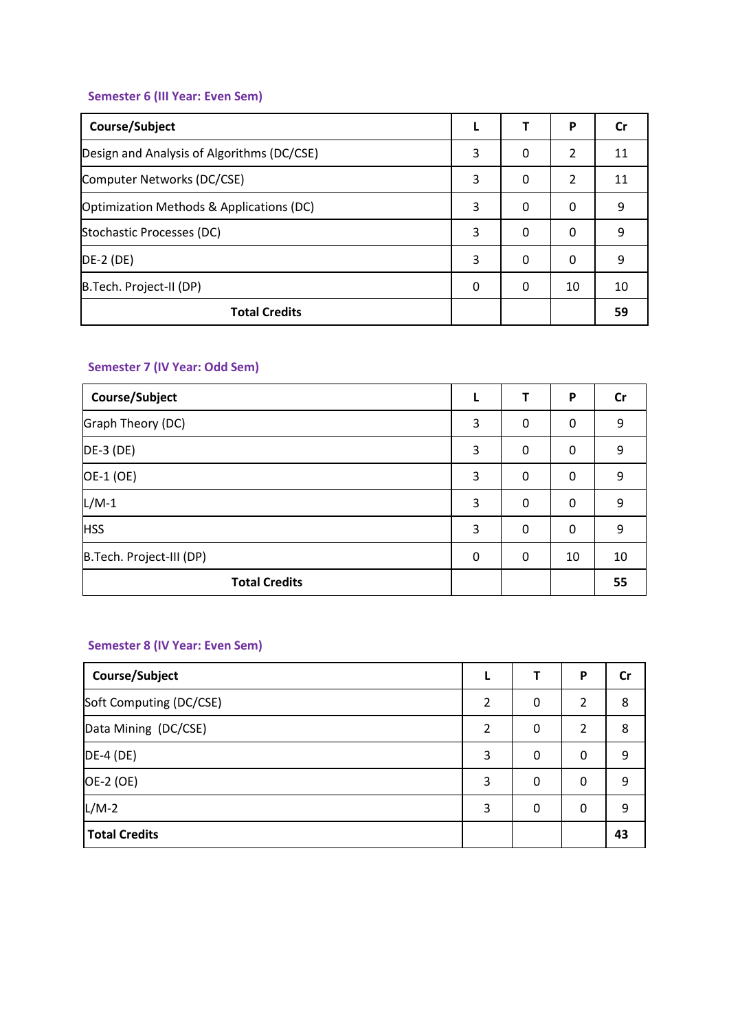### Semester 6 (III Year: Even Sem)

| Course/Subject | L | T | P | Cr |
|---|---|---|---|---|
| Design and Analysis of Algorithms (DC/CSE) | 3 | 0 | 2 | 11 |
| Computer Networks (DC/CSE) | 3 | 0 | 2 | 11 |
| Optimization Methods & Applications (DC) | 3 | 0 | 0 | 9 |
| Stochastic Processes (DC) | 3 | 0 | 0 | 9 |
| DE-2 (DE) | 3 | 0 | 0 | 9 |
| B.Tech. Project-II (DP) | 0 | 0 | 10 | 10 |
| **Total Credits** | | | | **59** |

### Semester 7 (IV Year: Odd Sem)

| Course/Subject | L | T | P | Cr |
|---|---|---|---|---|
| Graph Theory (DC) | 3 | 0 | 0 | 9 |
| DE-3 (DE) | 3 | 0 | 0 | 9 |
| OE-1 (OE) | 3 | 0 | 0 | 9 |
| L/M-1 | 3 | 0 | 0 | 9 |
| HSS | 3 | 0 | 0 | 9 |
| B.Tech. Project-III (DP) | 0 | 0 | 10 | 10 |
| **Total Credits** | | | | **55** |

### Semester 8 (IV Year: Even Sem)

| Course/Subject | L | T | P | Cr |
|---|---|---|---|---|
| Soft Computing (DC/CSE) | 2 | 0 | 2 | 8 |
| Data Mining (DC/CSE) | 2 | 0 | 2 | 8 |
| DE-4 (DE) | 3 | 0 | 0 | 9 |
| OE-2 (OE) | 3 | 0 | 0 | 9 |
| L/M-2 | 3 | 0 | 0 | 9 |
| **Total Credits** | | | | **43** |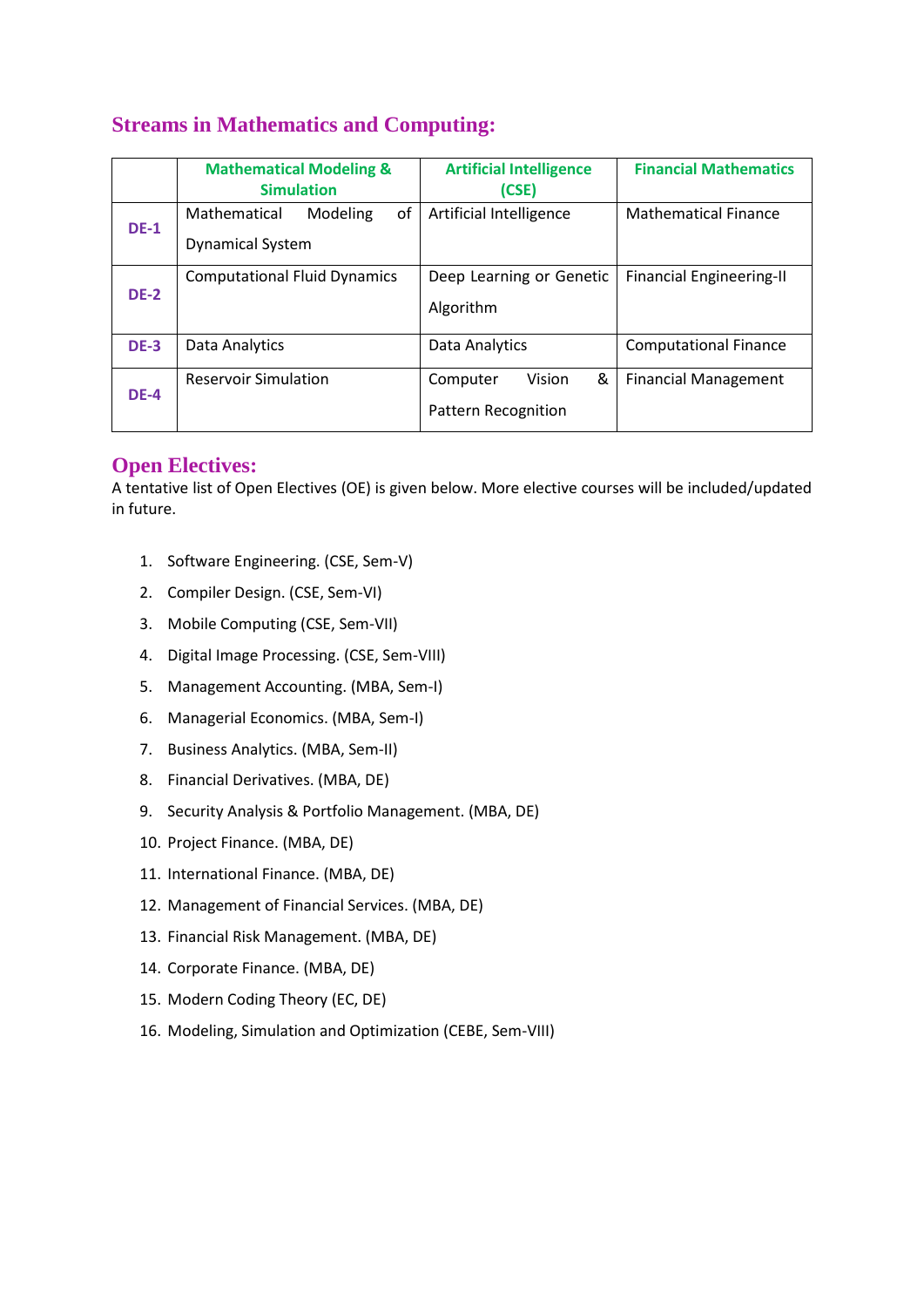## Streams in Mathematics and Computing:

| | Mathematical Modeling & Simulation | Artificial Intelligence (CSE) | Financial Mathematics |
|---|---|---|---|
| DE-1 | Mathematical Modeling of Dynamical System | Artificial Intelligence | Mathematical Finance |
| DE-2 | Computational Fluid Dynamics | Deep Learning or Genetic Algorithm | Financial Engineering-II |
| DE-3 | Data Analytics | Data Analytics | Computational Finance |
| DE-4 | Reservoir Simulation | Computer Vision & Pattern Recognition | Financial Management |

## Open Electives:

A tentative list of Open Electives (OE) is given below. More elective courses will be included/updated in future.

1. Software Engineering. (CSE, Sem-V)
2. Compiler Design. (CSE, Sem-VI)
3. Mobile Computing (CSE, Sem-VII)
4. Digital Image Processing. (CSE, Sem-VIII)
5. Management Accounting. (MBA, Sem-I)
6. Managerial Economics. (MBA, Sem-I)
7. Business Analytics. (MBA, Sem-II)
8. Financial Derivatives. (MBA, DE)
9. Security Analysis & Portfolio Management. (MBA, DE)
10. Project Finance. (MBA, DE)
11. International Finance. (MBA, DE)
12. Management of Financial Services. (MBA, DE)
13. Financial Risk Management. (MBA, DE)
14. Corporate Finance. (MBA, DE)
15. Modern Coding Theory (EC, DE)
16. Modeling, Simulation and Optimization (CEBE, Sem-VIII)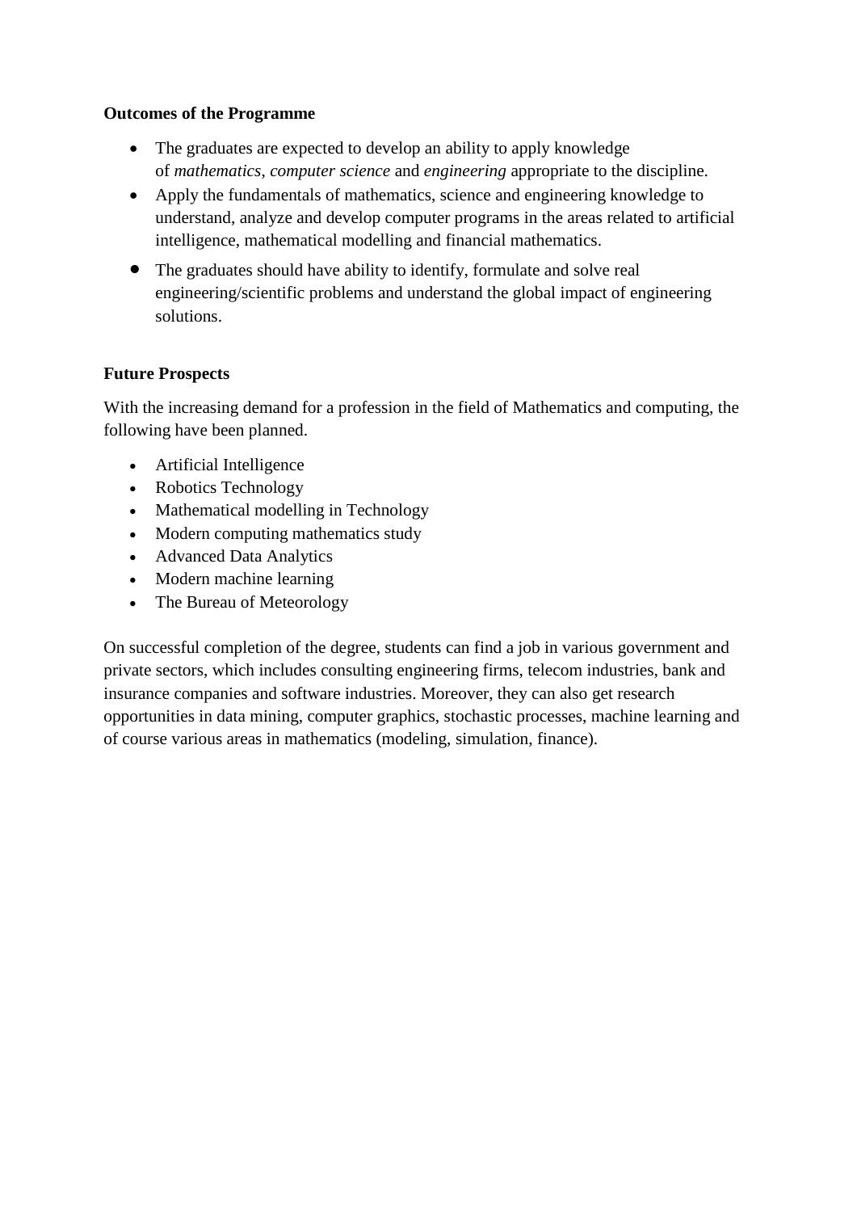**Outcomes of the Programme**

- The graduates are expected to develop an ability to apply knowledge of *mathematics*, *computer science* and *engineering* appropriate to the discipline.
- Apply the fundamentals of mathematics, science and engineering knowledge to understand, analyze and develop computer programs in the areas related to artificial intelligence, mathematical modelling and financial mathematics.
- The graduates should have ability to identify, formulate and solve real engineering/scientific problems and understand the global impact of engineering solutions.

**Future Prospects**

With the increasing demand for a profession in the field of Mathematics and computing, the following have been planned.

- Artificial Intelligence
- Robotics Technology
- Mathematical modelling in Technology
- Modern computing mathematics study
- Advanced Data Analytics
- Modern machine learning
- The Bureau of Meteorology

On successful completion of the degree, students can find a job in various government and private sectors, which includes consulting engineering firms, telecom industries, bank and insurance companies and software industries. Moreover, they can also get research opportunities in data mining, computer graphics, stochastic processes, machine learning and of course various areas in mathematics (modeling, simulation, finance).